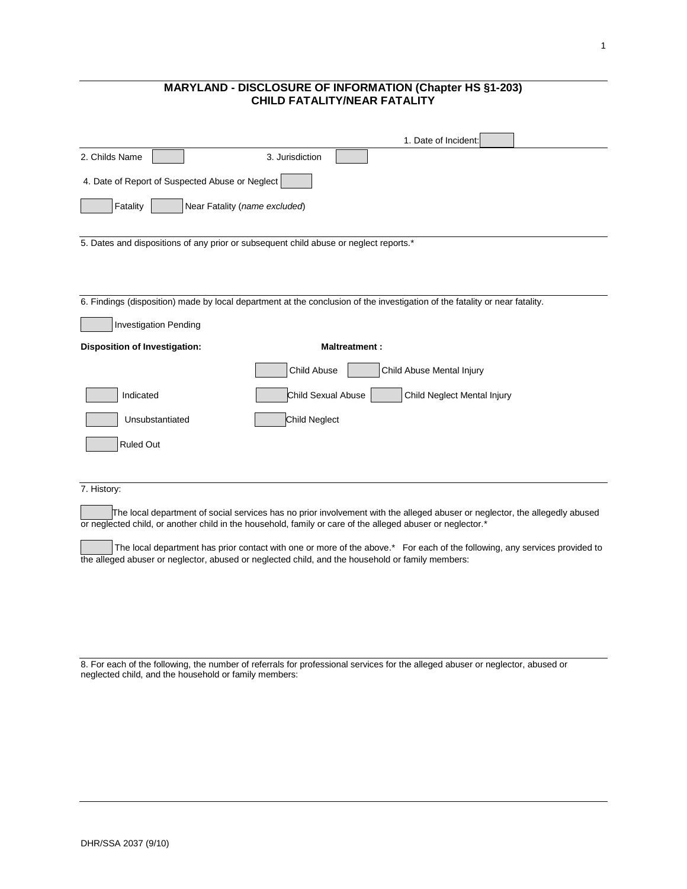# MARYLAND - DISCLOSURE OF INFORMATION (Chapter HS §1-203)
## CHILD FATALITY/NEAR FATALITY

1. Date of Incident: ☐

2. Childs Name ☐ 3. Jurisdiction ☐

4. Date of Report of Suspected Abuse or Neglect ☐

☐ Fatality ☐ Near Fatality (*name excluded*)

5. Dates and dispositions of any prior or subsequent child abuse or neglect reports.*

6. Findings (disposition) made by local department at the conclusion of the investigation of the fatality or near fatality.

☐ Investigation Pending

| **Disposition of Investigation:** | **Maltreatment :** | |
|---|---|---|
| | ☐ Child Abuse | ☐ Child Abuse Mental Injury |
| ☐ Indicated | ☐ Child Sexual Abuse | ☐ Child Neglect Mental Injury |
| ☐ Unsubstantiated | ☐ Child Neglect | |
| ☐ Ruled Out | | |

7. History:

☐ The local department of social services has no prior involvement with the alleged abuser or neglector, the allegedly abused or neglected child, or another child in the household, family or care of the alleged abuser or neglector.*

☐ The local department has prior contact with one or more of the above.* For each of the following, any services provided to the alleged abuser or neglector, abused or neglected child, and the household or family members:

8. For each of the following, the number of referrals for professional services for the alleged abuser or neglector, abused or neglected child, and the household or family members:

DHR/SSA 2037 (9/10)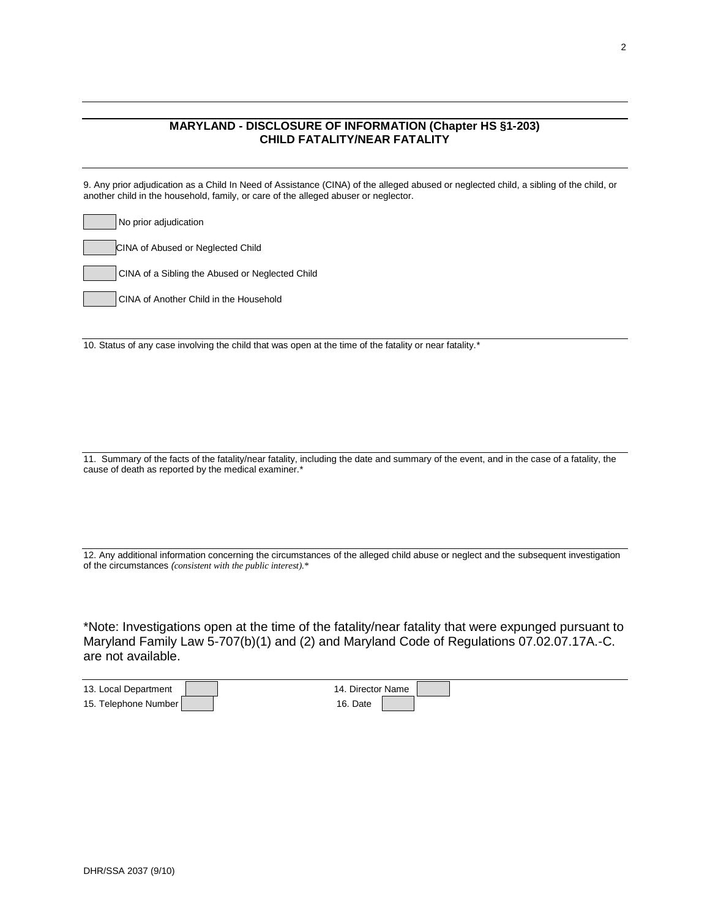## MARYLAND - DISCLOSURE OF INFORMATION (Chapter HS §1-203)
## CHILD FATALITY/NEAR FATALITY

9. Any prior adjudication as a Child In Need of Assistance (CINA) of the alleged abused or neglected child, a sibling of the child, or another child in the household, family, or care of the alleged abuser or neglector.

- [ ] No prior adjudication
- [ ] CINA of Abused or Neglected Child
- [ ] CINA of a Sibling the Abused or Neglected Child
- [ ] CINA of Another Child in the Household

10. Status of any case involving the child that was open at the time of the fatality or near fatality.*

11. Summary of the facts of the fatality/near fatality, including the date and summary of the event, and in the case of a fatality, the cause of death as reported by the medical examiner.*

12. Any additional information concerning the circumstances of the alleged child abuse or neglect and the subsequent investigation of the circumstances *(consistent with the public interest).**

*Note: Investigations open at the time of the fatality/near fatality that were expunged pursuant to Maryland Family Law 5-707(b)(1) and (2) and Maryland Code of Regulations 07.02.07.17A.-C. are not available.

13. Local Department

14. Director Name

15. Telephone Number

16. Date

DHR/SSA 2037 (9/10)